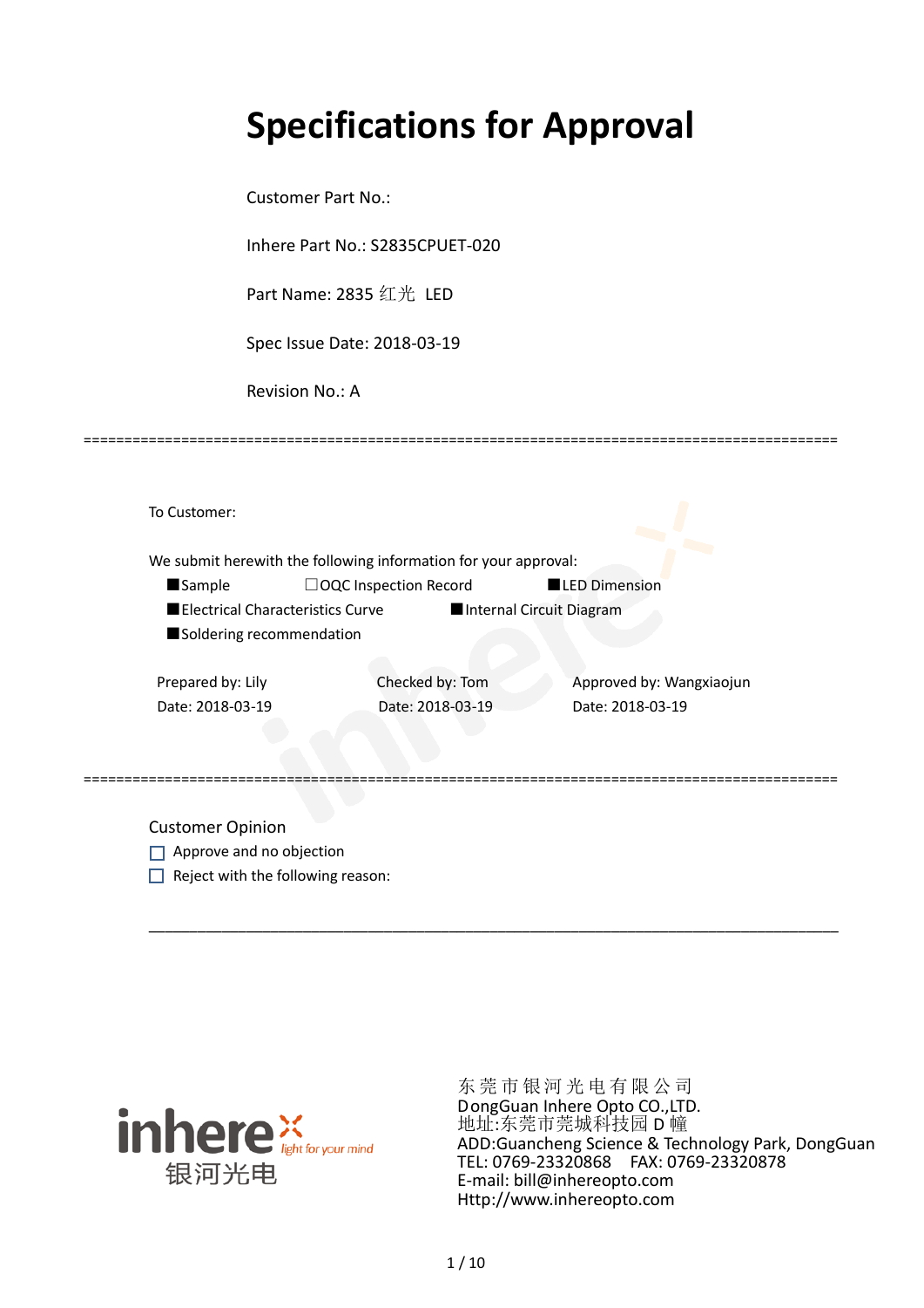# Specifications for Approval

Customer Part No.:

Inhere Part No.: S2835CPUET-020

Part Name: 2835 红光 LED

Spec Issue Date: 2018-03-19

Revision No.: A

==========================================================================================

To Customer:

We submit herewith the following information for your approval:

■Sample　　　　　□OQC Inspection Record　　　　■LED Dimension

■Electrical Characteristics Curve　　　　■Internal Circuit Diagram

■Soldering recommendation

| Prepared by: Lily | Checked by: Tom | Approved by: Wangxiaojun |
|---|---|---|
| Date: 2018-03-19 | Date: 2018-03-19 | Date: 2018-03-19 |

==========================================================================================

Customer Opinion

☐ Approve and no objection

☐ Reject with the following reason:

________________________________________________________________________________

inhere light for your mind 银河光电

东莞市银河光电有限公司
DongGuan Inhere Opto CO.,LTD.
地址:东莞市莞城科技园 D 幢
ADD:Guancheng Science & Technology Park, DongGuan
TEL: 0769-23320868　　FAX: 0769-23320878
E-mail: bill@inhereopto.com
Http://www.inhereopto.com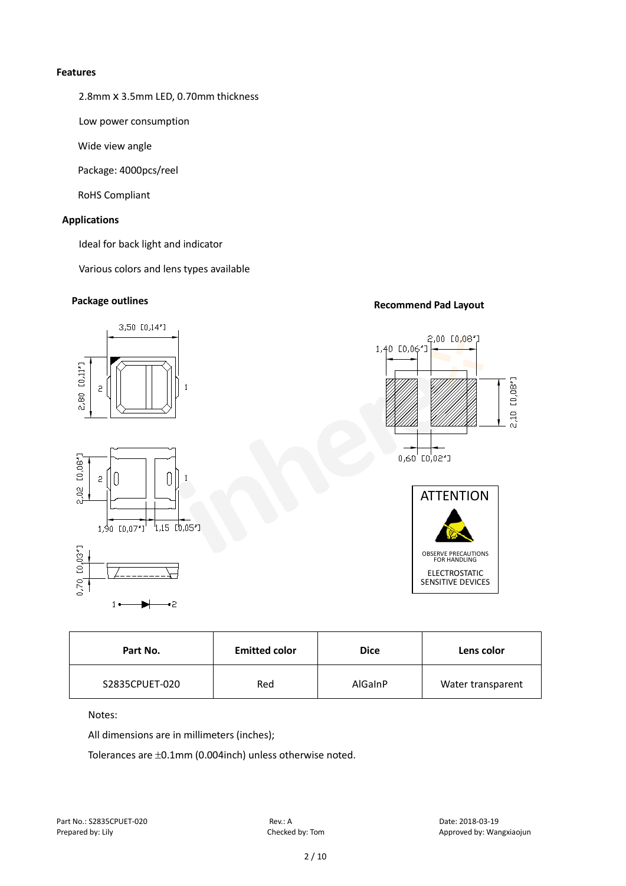**Features**

2.8mm X 3.5mm LED, 0.70mm thickness

Low power consumption

Wide view angle

Package: 4000pcs/reel

RoHS Compliant

**Applications**

Ideal for back light and indicator

Various colors and lens types available

**Package outlines**

**Recommend Pad Layout**

ATTENTION

OBSERVE PRECAUTIONS FOR HANDLING

ELECTROSTATIC SENSITIVE DEVICES

| Part No. | Emitted color | Dice | Lens color |
|---|---|---|---|
| S2835CPUET-020 | Red | AlGaInP | Water transparent |

Notes:

All dimensions are in millimeters (inches);

Tolerances are ±0.1mm (0.004inch) unless otherwise noted.

Part No.: S2835CPUET-020
Prepared by: Lily

Rev.: A
Checked by: Tom

Date: 2018-03-19
Approved by: Wangxiaojun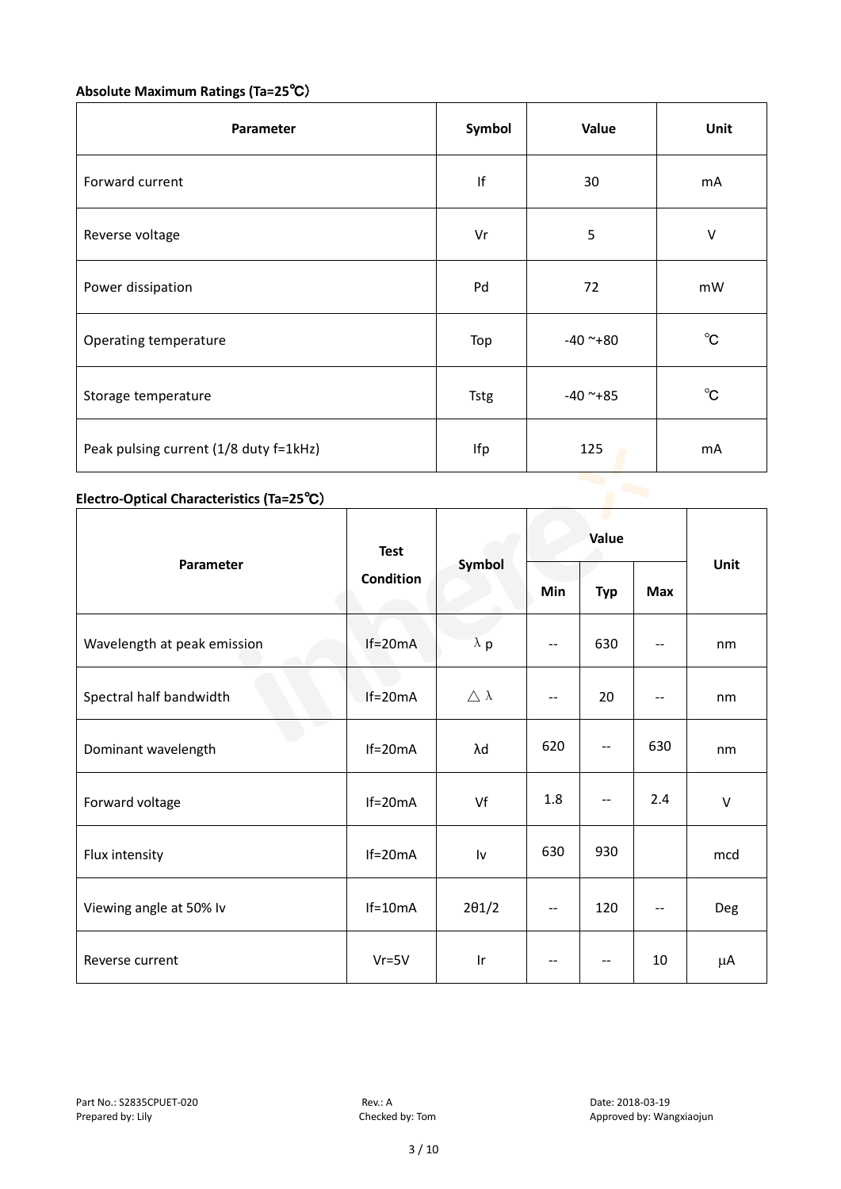**Absolute Maximum Ratings (Ta=25℃)**

| Parameter | Symbol | Value | Unit |
|---|---|---|---|
| Forward current | If | 30 | mA |
| Reverse voltage | Vr | 5 | V |
| Power dissipation | Pd | 72 | mW |
| Operating temperature | Top | -40 ~+80 | ℃ |
| Storage temperature | Tstg | -40 ~+85 | ℃ |
| Peak pulsing current (1/8 duty f=1kHz) | Ifp | 125 | mA |

**Electro-Optical Characteristics (Ta=25℃)**

| Parameter | Test Condition | Symbol | Value | | | Unit |
|---|---|---|---|---|---|---|
| | | | Min | Typ | Max | |
| Wavelength at peak emission | If=20mA | λp | -- | 630 | -- | nm |
| Spectral half bandwidth | If=20mA | △λ | -- | 20 | -- | nm |
| Dominant wavelength | If=20mA | λd | 620 | -- | 630 | nm |
| Forward voltage | If=20mA | Vf | 1.8 | -- | 2.4 | V |
| Flux intensity | If=20mA | Iv | 630 | 930 | | mcd |
| Viewing angle at 50% Iv | If=10mA | 2θ1/2 | -- | 120 | -- | Deg |
| Reverse current | Vr=5V | Ir | -- | -- | 10 | μA |

Part No.: S2835CPUET-020　　Rev.: A　　Date: 2018-03-19
Prepared by: Lily　　Checked by: Tom　　Approved by: Wangxiaojun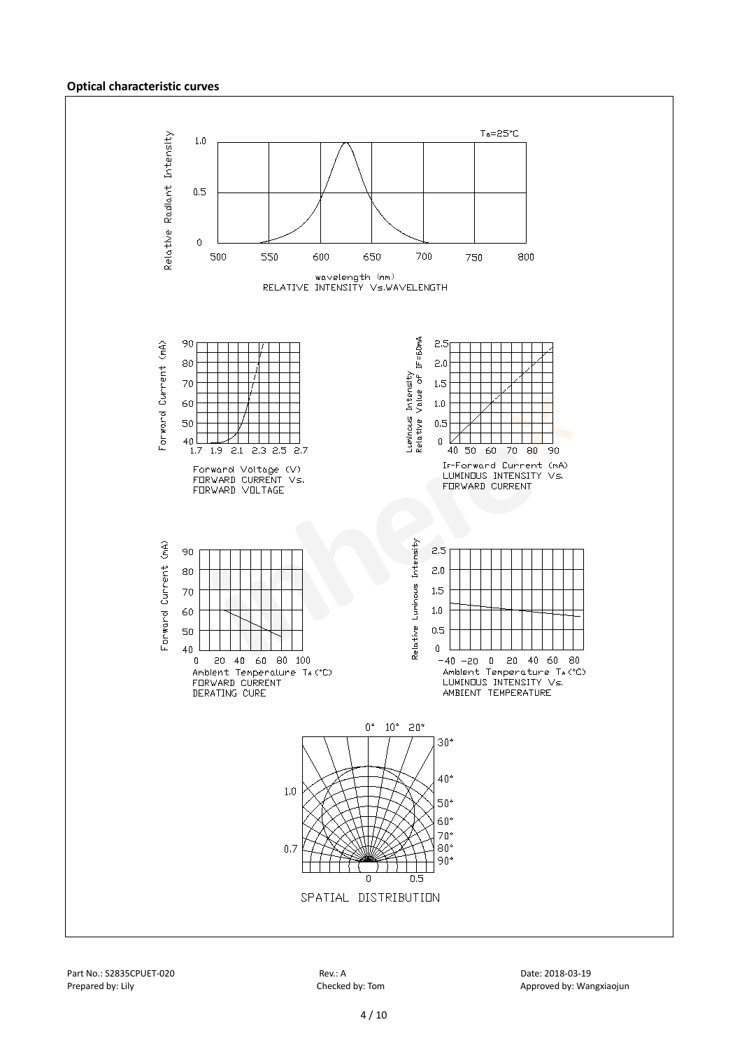**Optical characteristic curves**

$T_a$=25°C

Relative Radiant Intensity

wavelength (nm)
RELATIVE INTENSITY Vs.WAVELENGTH

Forward Current (mA)

Forward Voltage (V)
FORWARD CURRENT Vs.
FORWARD VOLTAGE

Luminous Intensity Relative Value of IF=60mA

IF-Forward Current (mA)
LUMINOUS INTENSITY Vs.
FORWARD CURRENT

Forward Current (mA)

Ambient Temperature $T_A$(°C)
FORWARD CURRENT
DERATING CURE

Relative Luminous Intensity

Ambient Temperature $T_A$(°C)
LUMINOUS INTENSITY Vs.
AMBIENT TEMPERATURE

SPATIAL DISTRIBUTION

Part No.: S2835CPUET-020 Rev.: A Date: 2018-03-19
Prepared by: Lily Checked by: Tom Approved by: Wangxiaojun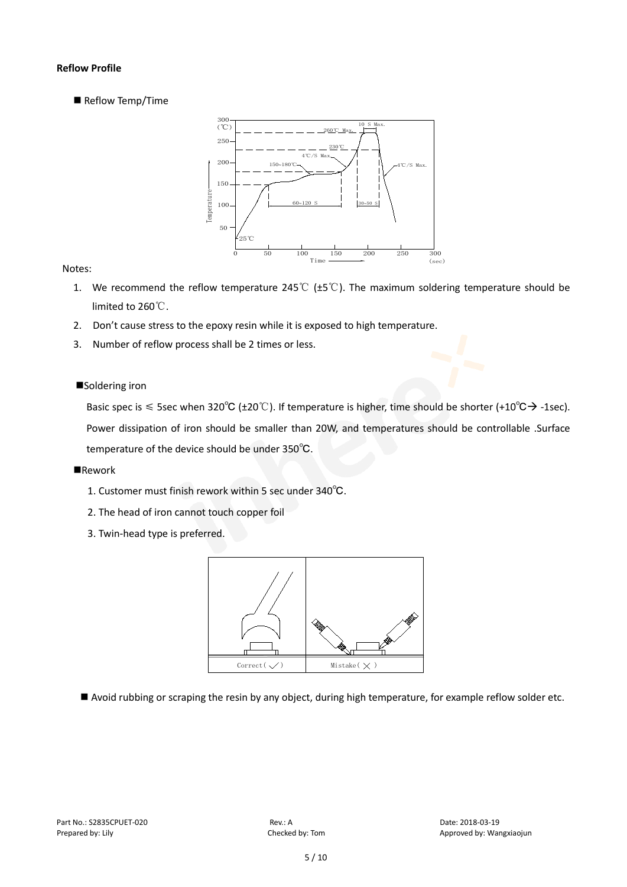**Reflow Profile**

■ Reflow Temp/Time

Notes:

1. We recommend the reflow temperature 245℃ (±5℃). The maximum soldering temperature should be limited to 260℃.
2. Don't cause stress to the epoxy resin while it is exposed to high temperature.
3. Number of reflow process shall be 2 times or less.

■Soldering iron

Basic spec is ≤ 5sec when 320℃ (±20℃). If temperature is higher, time should be shorter (+10℃→ -1sec). Power dissipation of iron should be smaller than 20W, and temperatures should be controllable .Surface temperature of the device should be under 350℃.

■Rework

1. Customer must finish rework within 5 sec under 340℃.
2. The head of iron cannot touch copper foil
3. Twin-head type is preferred.

■ Avoid rubbing or scraping the resin by any object, during high temperature, for example reflow solder etc.

Part No.: S2835CPUET-020 Rev.: A Date: 2018-03-19

Prepared by: Lily Checked by: Tom Approved by: Wangxiaojun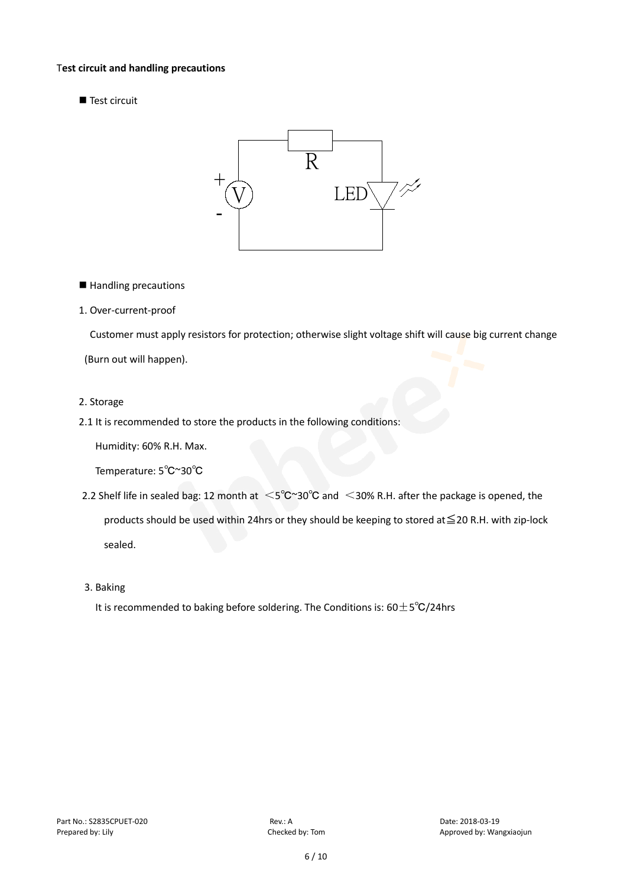**Test circuit and handling precautions**

■ Test circuit

■ Handling precautions

1. Over-current-proof

Customer must apply resistors for protection; otherwise slight voltage shift will cause big current change (Burn out will happen).

2. Storage

2.1 It is recommended to store the products in the following conditions:

Humidity: 60% R.H. Max.

Temperature: 5℃~30℃

2.2 Shelf life in sealed bag: 12 month at <5℃~30℃ and <30% R.H. after the package is opened, the products should be used within 24hrs or they should be keeping to stored at≦20 R.H. with zip-lock sealed.

3. Baking

It is recommended to baking before soldering. The Conditions is: 60±5℃/24hrs

Part No.: S2835CPUET-020　　Rev.: A　　Date: 2018-03-19

Prepared by: Lily　　Checked by: Tom　　Approved by: Wangxiaojun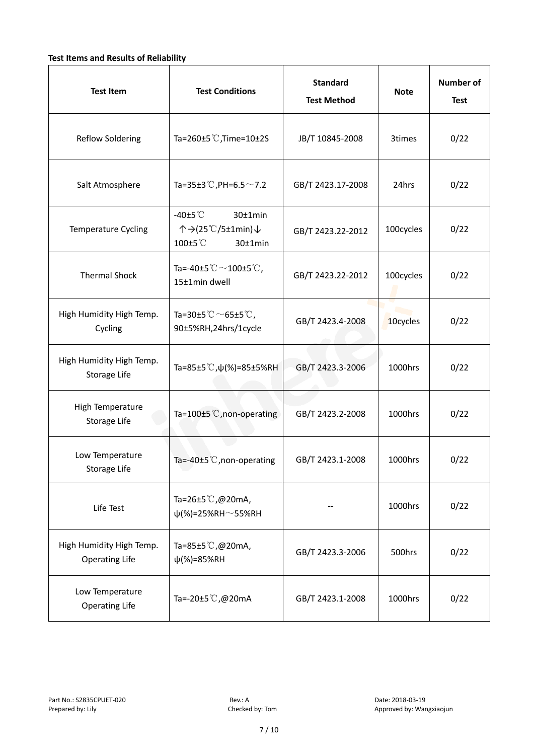**Test Items and Results of Reliability**

| Test Item | Test Conditions | Standard Test Method | Note | Number of Test |
|---|---|---|---|---|
| Reflow Soldering | Ta=260±5℃,Time=10±2S | JB/T 10845-2008 | 3times | 0/22 |
| Salt Atmosphere | Ta=35±3℃,PH=6.5～7.2 | GB/T 2423.17-2008 | 24hrs | 0/22 |
| Temperature Cycling | -40±5℃ 30±1min ↑→(25℃/5±1min)↓ 100±5℃ 30±1min | GB/T 2423.22-2012 | 100cycles | 0/22 |
| Thermal Shock | Ta=-40±5℃～100±5℃, 15±1min dwell | GB/T 2423.22-2012 | 100cycles | 0/22 |
| High Humidity High Temp. Cycling | Ta=30±5℃～65±5℃, 90±5%RH,24hrs/1cycle | GB/T 2423.4-2008 | 10cycles | 0/22 |
| High Humidity High Temp. Storage Life | Ta=85±5℃,ψ(%)=85±5%RH | GB/T 2423.3-2006 | 1000hrs | 0/22 |
| High Temperature Storage Life | Ta=100±5℃,non-operating | GB/T 2423.2-2008 | 1000hrs | 0/22 |
| Low Temperature Storage Life | Ta=-40±5℃,non-operating | GB/T 2423.1-2008 | 1000hrs | 0/22 |
| Life Test | Ta=26±5℃,@20mA, ψ(%)=25%RH～55%RH | -- | 1000hrs | 0/22 |
| High Humidity High Temp. Operating Life | Ta=85±5℃,@20mA, ψ(%)=85%RH | GB/T 2423.3-2006 | 500hrs | 0/22 |
| Low Temperature Operating Life | Ta=-20±5℃,@20mA | GB/T 2423.1-2008 | 1000hrs | 0/22 |

Part No.: S2835CPUET-020 Rev.: A Date: 2018-03-19
Prepared by: Lily Checked by: Tom Approved by: Wangxiaojun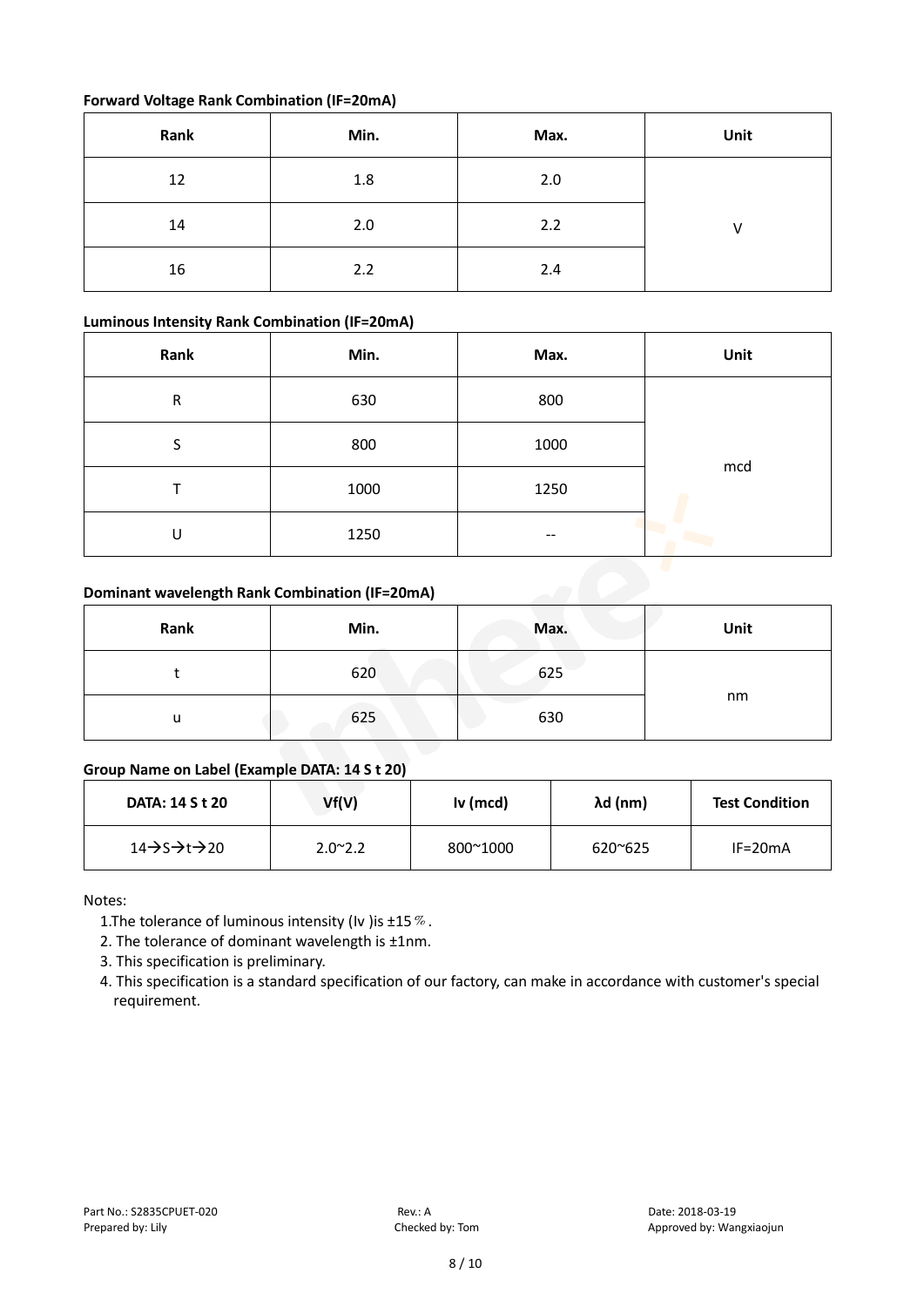**Forward Voltage Rank Combination (IF=20mA)**

| Rank | Min. | Max. | Unit |
|---|---|---|---|
| 12 | 1.8 | 2.0 | V |
| 14 | 2.0 | 2.2 | |
| 16 | 2.2 | 2.4 | |

**Luminous Intensity Rank Combination (IF=20mA)**

| Rank | Min. | Max. | Unit |
|---|---|---|---|
| R | 630 | 800 | mcd |
| S | 800 | 1000 | |
| T | 1000 | 1250 | |
| U | 1250 | -- | |

**Dominant wavelength Rank Combination (IF=20mA)**

| Rank | Min. | Max. | Unit |
|---|---|---|---|
| t | 620 | 625 | nm |
| u | 625 | 630 | |

**Group Name on Label (Example DATA: 14 S t 20)**

| DATA: 14 S t 20 | Vf(V) | Iv (mcd) | λd (nm) | Test Condition |
|---|---|---|---|---|
| 14→S→t→20 | 2.0~2.2 | 800~1000 | 620~625 | IF=20mA |

Notes:

1. The tolerance of luminous intensity (Iv )is ±15％.
2. The tolerance of dominant wavelength is ±1nm.
3. This specification is preliminary.
4. This specification is a standard specification of our factory, can make in accordance with customer's special requirement.

Part No.: S2835CPUET-020 Rev.: A Date: 2018-03-19
Prepared by: Lily Checked by: Tom Approved by: Wangxiaojun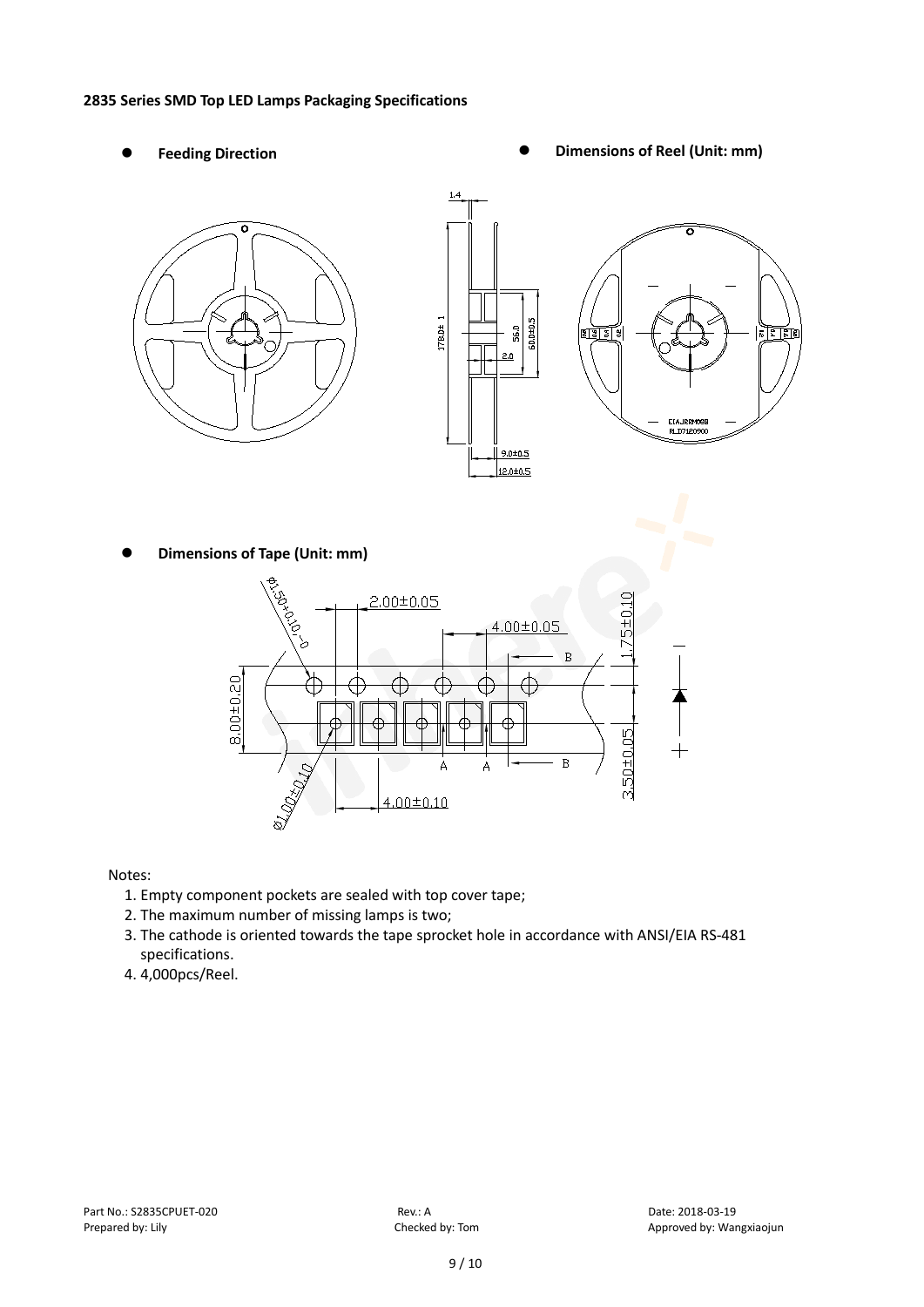**2835 Series SMD Top LED Lamps Packaging Specifications**

- **Feeding Direction**
- **Dimensions of Reel (Unit: mm)**

- **Dimensions of Tape (Unit: mm)**

Notes:

1. Empty component pockets are sealed with top cover tape;
2. The maximum number of missing lamps is two;
3. The cathode is oriented towards the tape sprocket hole in accordance with ANSI/EIA RS-481 specifications.
4. 4,000pcs/Reel.

Part No.: S2835CPUET-020 Rev.: A Date: 2018-03-19
Prepared by: Lily Checked by: Tom Approved by: Wangxiaojun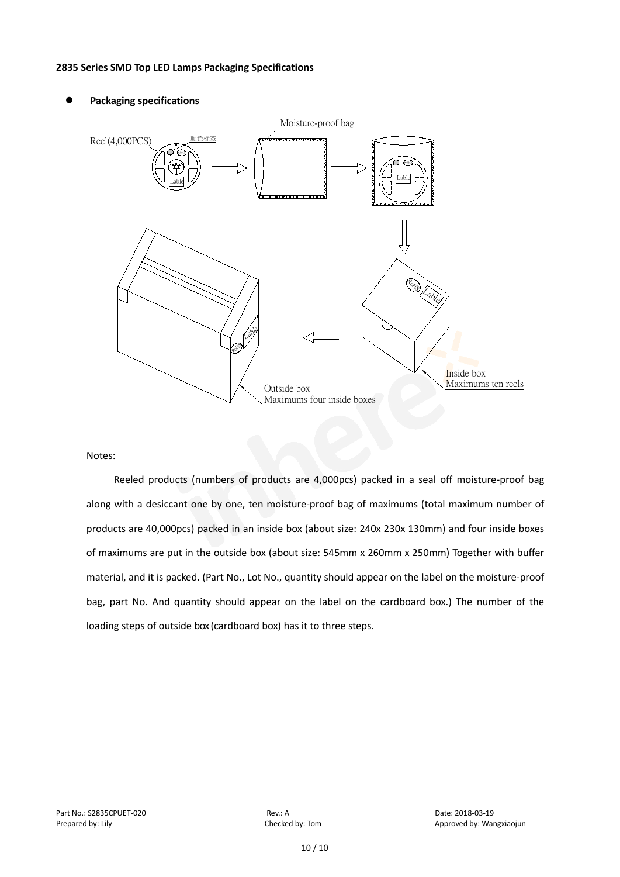**2835 Series SMD Top LED Lamps Packaging Specifications**

- **Packaging specifications**

Moisture-proof bag

Reel(4,000PCS)

颜色标签

Lable

Inside box
Maximums ten reels

Outside box
Maximums four inside boxes

Notes:

Reeled products (numbers of products are 4,000pcs) packed in a seal off moisture-proof bag along with a desiccant one by one, ten moisture-proof bag of maximums (total maximum number of products are 40,000pcs) packed in an inside box (about size: 240x 230x 130mm) and four inside boxes of maximums are put in the outside box (about size: 545mm x 260mm x 250mm) Together with buffer material, and it is packed. (Part No., Lot No., quantity should appear on the label on the moisture-proof bag, part No. And quantity should appear on the label on the cardboard box.) The number of the loading steps of outside box (cardboard box) has it to three steps.

Part No.: S2835CPUET-020 Rev.: A Date: 2018-03-19
Prepared by: Lily Checked by: Tom Approved by: Wangxiaojun